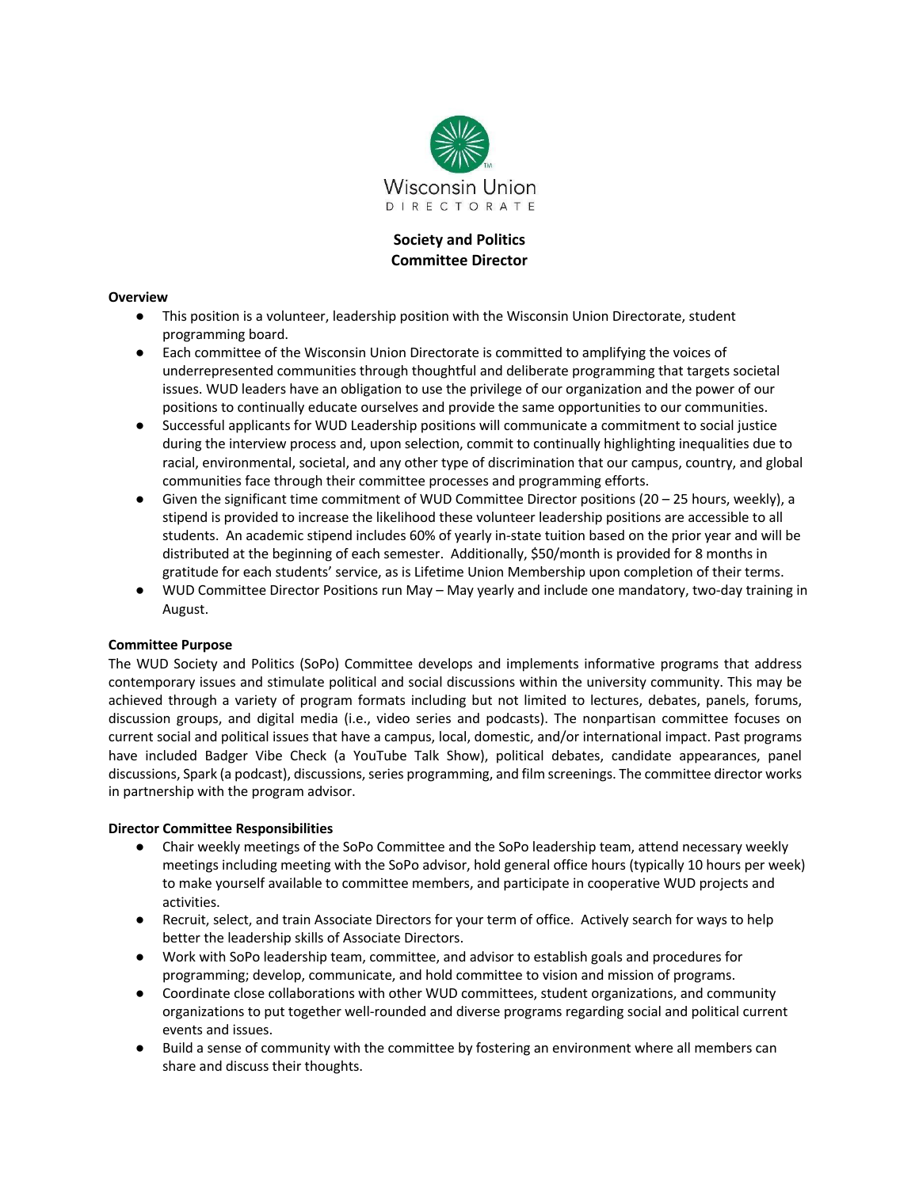Wisconsin Union
DIRECTORATE

# Society and Politics Committee Director

**Overview**

- This position is a volunteer, leadership position with the Wisconsin Union Directorate, student programming board.
- Each committee of the Wisconsin Union Directorate is committed to amplifying the voices of underrepresented communities through thoughtful and deliberate programming that targets societal issues. WUD leaders have an obligation to use the privilege of our organization and the power of our positions to continually educate ourselves and provide the same opportunities to our communities.
- Successful applicants for WUD Leadership positions will communicate a commitment to social justice during the interview process and, upon selection, commit to continually highlighting inequalities due to racial, environmental, societal, and any other type of discrimination that our campus, country, and global communities face through their committee processes and programming efforts.
- Given the significant time commitment of WUD Committee Director positions (20 – 25 hours, weekly), a stipend is provided to increase the likelihood these volunteer leadership positions are accessible to all students. An academic stipend includes 60% of yearly in-state tuition based on the prior year and will be distributed at the beginning of each semester. Additionally, $50/month is provided for 8 months in gratitude for each students' service, as is Lifetime Union Membership upon completion of their terms.
- WUD Committee Director Positions run May – May yearly and include one mandatory, two-day training in August.

**Committee Purpose**

The WUD Society and Politics (SoPo) Committee develops and implements informative programs that address contemporary issues and stimulate political and social discussions within the university community. This may be achieved through a variety of program formats including but not limited to lectures, debates, panels, forums, discussion groups, and digital media (i.e., video series and podcasts). The nonpartisan committee focuses on current social and political issues that have a campus, local, domestic, and/or international impact. Past programs have included Badger Vibe Check (a YouTube Talk Show), political debates, candidate appearances, panel discussions, Spark (a podcast), discussions, series programming, and film screenings. The committee director works in partnership with the program advisor.

**Director Committee Responsibilities**

- Chair weekly meetings of the SoPo Committee and the SoPo leadership team, attend necessary weekly meetings including meeting with the SoPo advisor, hold general office hours (typically 10 hours per week) to make yourself available to committee members, and participate in cooperative WUD projects and activities.
- Recruit, select, and train Associate Directors for your term of office. Actively search for ways to help better the leadership skills of Associate Directors.
- Work with SoPo leadership team, committee, and advisor to establish goals and procedures for programming; develop, communicate, and hold committee to vision and mission of programs.
- Coordinate close collaborations with other WUD committees, student organizations, and community organizations to put together well-rounded and diverse programs regarding social and political current events and issues.
- Build a sense of community with the committee by fostering an environment where all members can share and discuss their thoughts.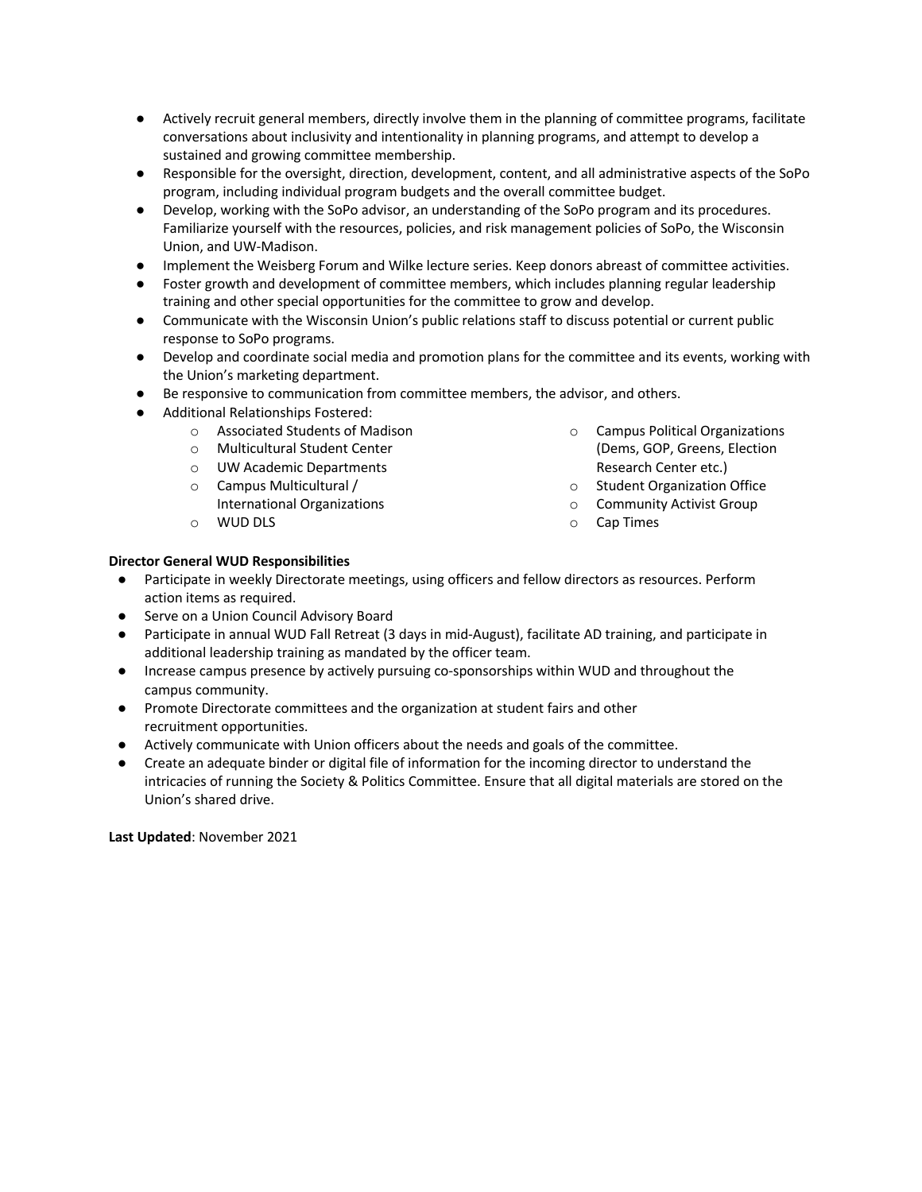- Actively recruit general members, directly involve them in the planning of committee programs, facilitate conversations about inclusivity and intentionality in planning programs, and attempt to develop a sustained and growing committee membership.
- Responsible for the oversight, direction, development, content, and all administrative aspects of the SoPo program, including individual program budgets and the overall committee budget.
- Develop, working with the SoPo advisor, an understanding of the SoPo program and its procedures. Familiarize yourself with the resources, policies, and risk management policies of SoPo, the Wisconsin Union, and UW-Madison.
- Implement the Weisberg Forum and Wilke lecture series. Keep donors abreast of committee activities.
- Foster growth and development of committee members, which includes planning regular leadership training and other special opportunities for the committee to grow and develop.
- Communicate with the Wisconsin Union's public relations staff to discuss potential or current public response to SoPo programs.
- Develop and coordinate social media and promotion plans for the committee and its events, working with the Union's marketing department.
- Be responsive to communication from committee members, the advisor, and others.
- Additional Relationships Fostered:
    - Associated Students of Madison
    - Multicultural Student Center
    - UW Academic Departments
    - Campus Multicultural / International Organizations
    - WUD DLS
    - Campus Political Organizations (Dems, GOP, Greens, Election Research Center etc.)
    - Student Organization Office
    - Community Activist Group
    - Cap Times

**Director General WUD Responsibilities**

- Participate in weekly Directorate meetings, using officers and fellow directors as resources. Perform action items as required.
- Serve on a Union Council Advisory Board
- Participate in annual WUD Fall Retreat (3 days in mid-August), facilitate AD training, and participate in additional leadership training as mandated by the officer team.
- Increase campus presence by actively pursuing co-sponsorships within WUD and throughout the campus community.
- Promote Directorate committees and the organization at student fairs and other recruitment opportunities.
- Actively communicate with Union officers about the needs and goals of the committee.
- Create an adequate binder or digital file of information for the incoming director to understand the intricacies of running the Society & Politics Committee. Ensure that all digital materials are stored on the Union's shared drive.

**Last Updated**: November 2021